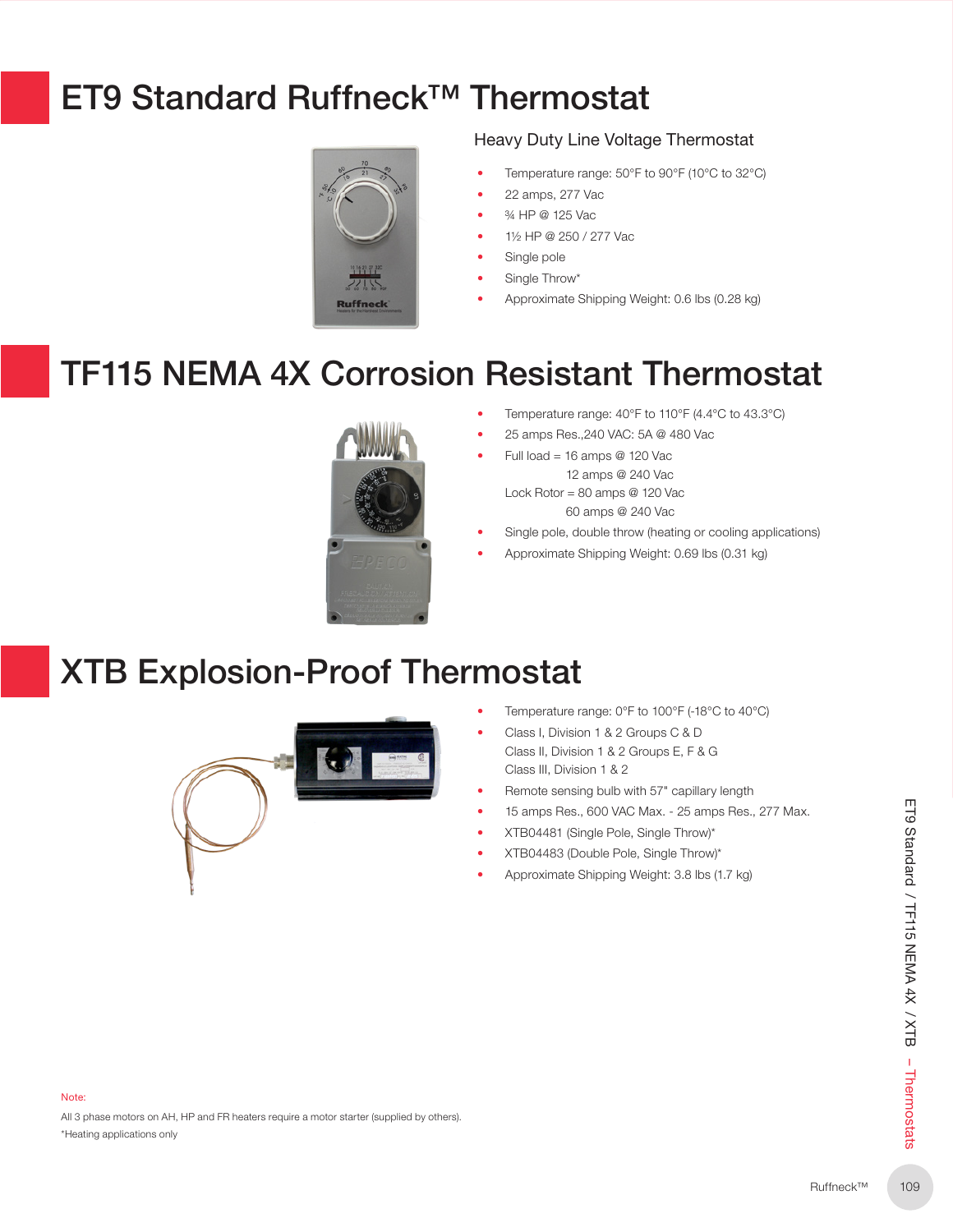# ET9 Standard Ruffneck™ Thermostat

## Heavy Duty Line Voltage Thermostat

- Temperature range: 50°F to 90°F (10°C to 32°C)
- 22 amps, 277 Vac
- ¾ HP @ 125 Vac
- 1½ HP @ 250 / 277 Vac
- Single pole
- Single Throw*
- Approximate Shipping Weight: 0.6 lbs (0.28 kg)

# TF115 NEMA 4X Corrosion Resistant Thermostat

- Temperature range: 40°F to 110°F (4.4°C to 43.3°C)
- 25 amps Res.,240 VAC: 5A @ 480 Vac
- Full load = 16 amps @ 120 Vac
  12 amps @ 240 Vac
  Lock Rotor = 80 amps @ 120 Vac
  60 amps @ 240 Vac
- Single pole, double throw (heating or cooling applications)
- Approximate Shipping Weight: 0.69 lbs (0.31 kg)

# XTB Explosion-Proof Thermostat

- Temperature range: 0°F to 100°F (-18°C to 40°C)
- Class I, Division 1 & 2 Groups C & D
  Class II, Division 1 & 2 Groups E, F & G
  Class III, Division 1 & 2
- Remote sensing bulb with 57" capillary length
- 15 amps Res., 600 VAC Max. - 25 amps Res., 277 Max.
- XTB04481 (Single Pole, Single Throw)*
- XTB04483 (Double Pole, Single Throw)*
- Approximate Shipping Weight: 3.8 lbs (1.7 kg)

Note:

All 3 phase motors on AH, HP and FR heaters require a motor starter (supplied by others).

*Heating applications only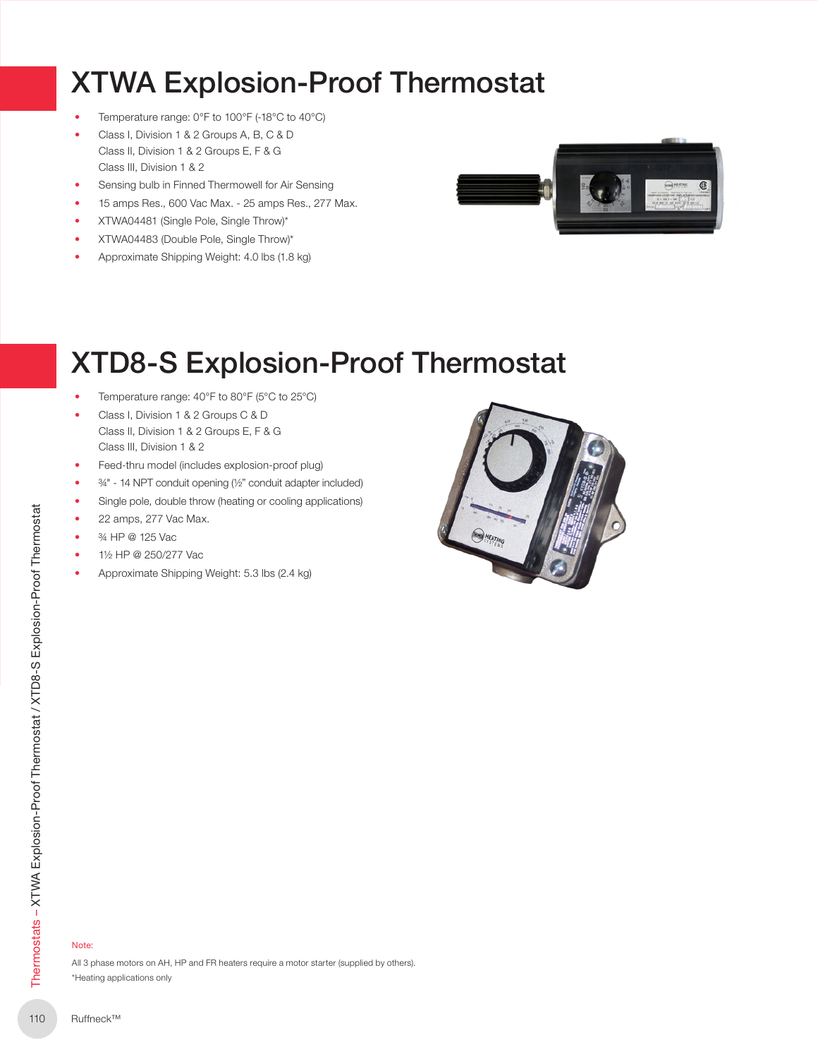# XTWA Explosion-Proof Thermostat

- Temperature range: 0°F to 100°F (-18°C to 40°C)
- Class I, Division 1 & 2 Groups A, B, C & D
  Class II, Division 1 & 2 Groups E, F & G
  Class III, Division 1 & 2
- Sensing bulb in Finned Thermowell for Air Sensing
- 15 amps Res., 600 Vac Max. - 25 amps Res., 277 Max.
- XTWA04481 (Single Pole, Single Throw)*
- XTWA04483 (Double Pole, Single Throw)*
- Approximate Shipping Weight: 4.0 lbs (1.8 kg)

# XTD8-S Explosion-Proof Thermostat

- Temperature range: 40°F to 80°F (5°C to 25°C)
- Class I, Division 1 & 2 Groups C & D
  Class II, Division 1 & 2 Groups E, F & G
  Class III, Division 1 & 2
- Feed-thru model (includes explosion-proof plug)
- ¾" - 14 NPT conduit opening (½" conduit adapter included)
- Single pole, double throw (heating or cooling applications)
- 22 amps, 277 Vac Max.
- ¾ HP @ 125 Vac
- 1½ HP @ 250/277 Vac
- Approximate Shipping Weight: 5.3 lbs (2.4 kg)

Note:

All 3 phase motors on AH, HP and FR heaters require a motor starter (supplied by others).

*Heating applications only